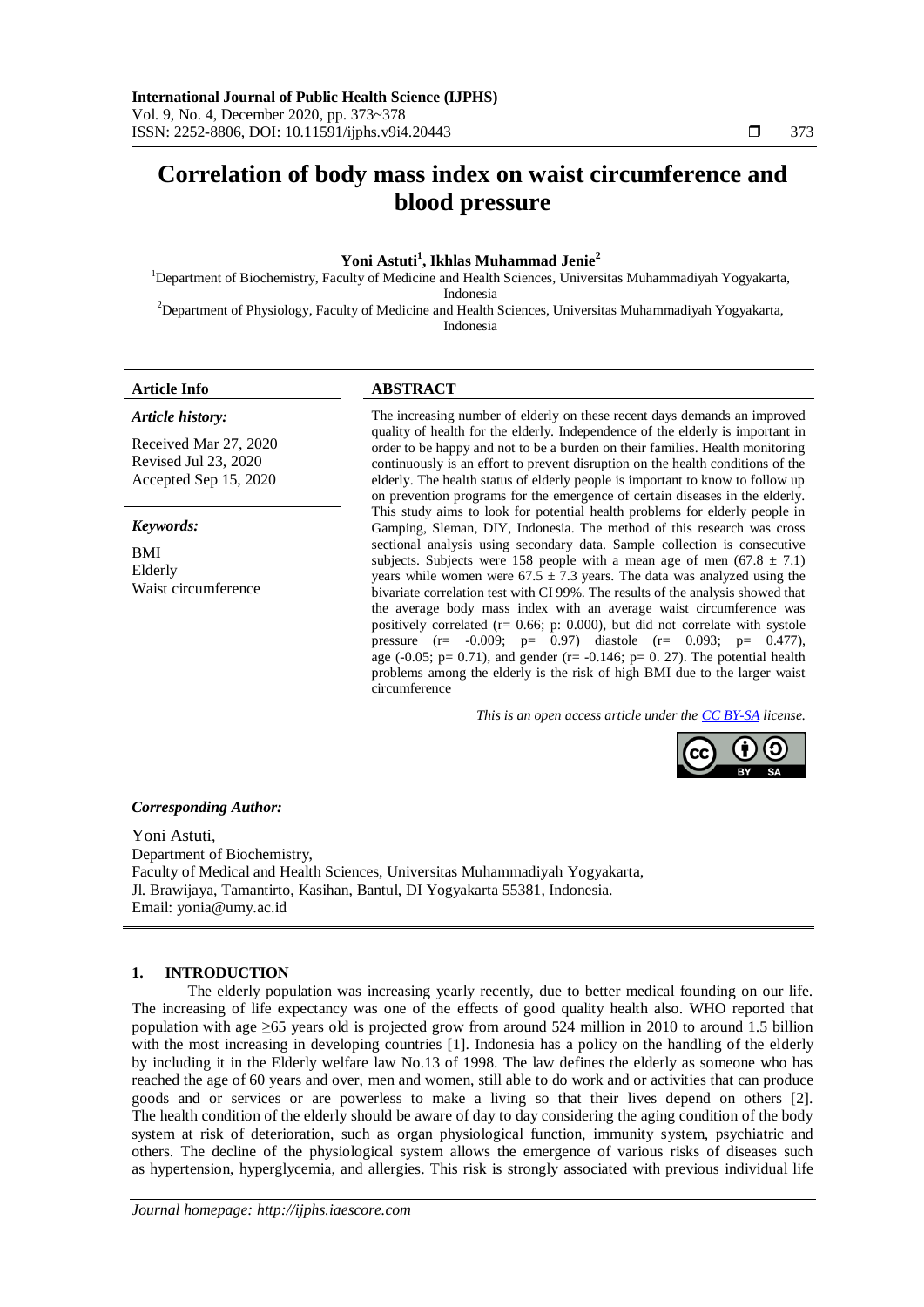# Correlation of body mass index on waist circumference and blood pressure

**Yoni Astuti[1], Ikhlas Muhammad Jenie[2]**

[1]Department of Biochemistry, Faculty of Medicine and Health Sciences, Universitas Muhammadiyah Yogyakarta, Indonesia

[2]Department of Physiology, Faculty of Medicine and Health Sciences, Universitas Muhammadiyah Yogyakarta, Indonesia

### Article Info

***Article history:***

Received Mar 27, 2020
Revised Jul 23, 2020
Accepted Sep 15, 2020

***Keywords:***

BMI
Elderly
Waist circumference

### ABSTRACT

The increasing number of elderly on these recent days demands an improved quality of health for the elderly. Independence of the elderly is important in order to be happy and not to be a burden on their families. Health monitoring continuously is an effort to prevent disruption on the health conditions of the elderly. The health status of elderly people is important to know to follow up on prevention programs for the emergence of certain diseases in the elderly. This study aims to look for potential health problems for elderly people in Gamping, Sleman, DIY, Indonesia. The method of this research was cross sectional analysis using secondary data. Sample collection is consecutive subjects. Subjects were 158 people with a mean age of men ($67.8 \pm 7.1$) years while women were $67.5 \pm 7.3$ years. The data was analyzed using the bivariate correlation test with CI 99%. The results of the analysis showed that the average body mass index with an average waist circumference was positively correlated (r= 0.66; p: 0.000), but did not correlate with systole pressure (r= -0.009; p= 0.97) diastole (r= 0.093; p= 0.477), age (-0.05; p= 0.71), and gender (r= -0.146; p= 0. 27). The potential health problems among the elderly is the risk of high BMI due to the larger waist circumference

*This is an open access article under the CC BY-SA license.*

***Corresponding Author:***

Yoni Astuti,
Department of Biochemistry,
Faculty of Medical and Health Sciences, Universitas Muhammadiyah Yogyakarta,
Jl. Brawijaya, Tamantirto, Kasihan, Bantul, DI Yogyakarta 55381, Indonesia.
Email: yonia@umy.ac.id

## 1. INTRODUCTION

The elderly population was increasing yearly recently, due to better medical founding on our life. The increasing of life expectancy was one of the effects of good quality health also. WHO reported that population with age ≥65 years old is projected grow from around 524 million in 2010 to around 1.5 billion with the most increasing in developing countries [1]. Indonesia has a policy on the handling of the elderly by including it in the Elderly welfare law No.13 of 1998. The law defines the elderly as someone who has reached the age of 60 years and over, men and women, still able to do work and or activities that can produce goods and or services or are powerless to make a living so that their lives depend on others [2]. The health condition of the elderly should be aware of day to day considering the aging condition of the body system at risk of deterioration, such as organ physiological function, immunity system, psychiatric and others. The decline of the physiological system allows the emergence of various risks of diseases such as hypertension, hyperglycemia, and allergies. This risk is strongly associated with previous individual life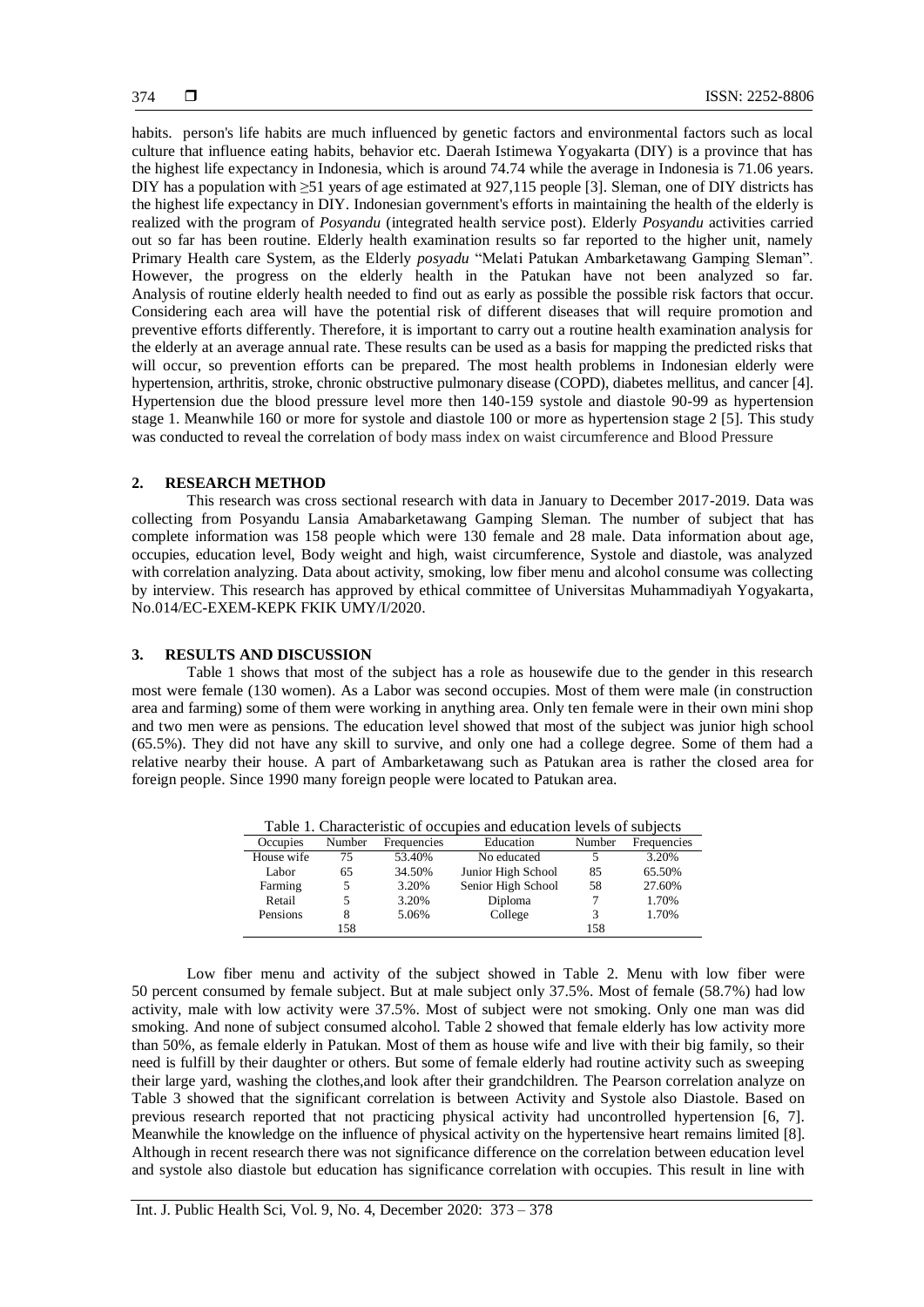habits. person's life habits are much influenced by genetic factors and environmental factors such as local culture that influence eating habits, behavior etc. Daerah Istimewa Yogyakarta (DIY) is a province that has the highest life expectancy in Indonesia, which is around 74.74 while the average in Indonesia is 71.06 years. DIY has a population with ≥51 years of age estimated at 927,115 people [3]. Sleman, one of DIY districts has the highest life expectancy in DIY. Indonesian government's efforts in maintaining the health of the elderly is realized with the program of *Posyandu* (integrated health service post). Elderly *Posyandu* activities carried out so far has been routine. Elderly health examination results so far reported to the higher unit, namely Primary Health care System, as the Elderly *posyadu* "Melati Patukan Ambarketawang Gamping Sleman". However, the progress on the elderly health in the Patukan have not been analyzed so far. Analysis of routine elderly health needed to find out as early as possible the possible risk factors that occur. Considering each area will have the potential risk of different diseases that will require promotion and preventive efforts differently. Therefore, it is important to carry out a routine health examination analysis for the elderly at an average annual rate. These results can be used as a basis for mapping the predicted risks that will occur, so prevention efforts can be prepared. The most health problems in Indonesian elderly were hypertension, arthritis, stroke, chronic obstructive pulmonary disease (COPD), diabetes mellitus, and cancer [4]. Hypertension due the blood pressure level more then 140-159 systole and diastole 90-99 as hypertension stage 1. Meanwhile 160 or more for systole and diastole 100 or more as hypertension stage 2 [5]. This study was conducted to reveal the correlation of body mass index on waist circumference and Blood Pressure

## 2. RESEARCH METHOD

This research was cross sectional research with data in January to December 2017-2019. Data was collecting from Posyandu Lansia Amabarketawang Gamping Sleman. The number of subject that has complete information was 158 people which were 130 female and 28 male. Data information about age, occupies, education level, Body weight and high, waist circumference, Systole and diastole, was analyzed with correlation analyzing. Data about activity, smoking, low fiber menu and alcohol consume was collecting by interview. This research has approved by ethical committee of Universitas Muhammadiyah Yogyakarta, No.014/EC-EXEM-KEPK FKIK UMY/I/2020.

## 3. RESULTS AND DISCUSSION

Table 1 shows that most of the subject has a role as housewife due to the gender in this research most were female (130 women). As a Labor was second occupies. Most of them were male (in construction area and farming) some of them were working in anything area. Only ten female were in their own mini shop and two men were as pensions. The education level showed that most of the subject was junior high school (65.5%). They did not have any skill to survive, and only one had a college degree. Some of them had a relative nearby their house. A part of Ambarketawang such as Patukan area is rather the closed area for foreign people. Since 1990 many foreign people were located to Patukan area.

Table 1. Characteristic of occupies and education levels of subjects

| Occupies | Number | Frequencies | Education | Number | Frequencies |
|---|---|---|---|---|---|
| House wife | 75 | 53.40% | No educated | 5 | 3.20% |
| Labor | 65 | 34.50% | Junior High School | 85 | 65.50% |
| Farming | 5 | 3.20% | Senior High School | 58 | 27.60% |
| Retail | 5 | 3.20% | Diploma | 7 | 1.70% |
| Pensions | 8 | 5.06% | College | 3 | 1.70% |
| | 158 | | | 158 | |

Low fiber menu and activity of the subject showed in Table 2. Menu with low fiber were 50 percent consumed by female subject. But at male subject only 37.5%. Most of female (58.7%) had low activity, male with low activity were 37.5%. Most of subject were not smoking. Only one man was did smoking. And none of subject consumed alcohol. Table 2 showed that female elderly has low activity more than 50%, as female elderly in Patukan. Most of them as house wife and live with their big family, so their need is fulfill by their daughter or others. But some of female elderly had routine activity such as sweeping their large yard, washing the clothes,and look after their grandchildren. The Pearson correlation analyze on Table 3 showed that the significant correlation is between Activity and Systole also Diastole. Based on previous research reported that not practicing physical activity had uncontrolled hypertension [6, 7]. Meanwhile the knowledge on the influence of physical activity on the hypertensive heart remains limited [8]. Although in recent research there was not significance difference on the correlation between education level and systole also diastole but education has significance correlation with occupies. This result in line with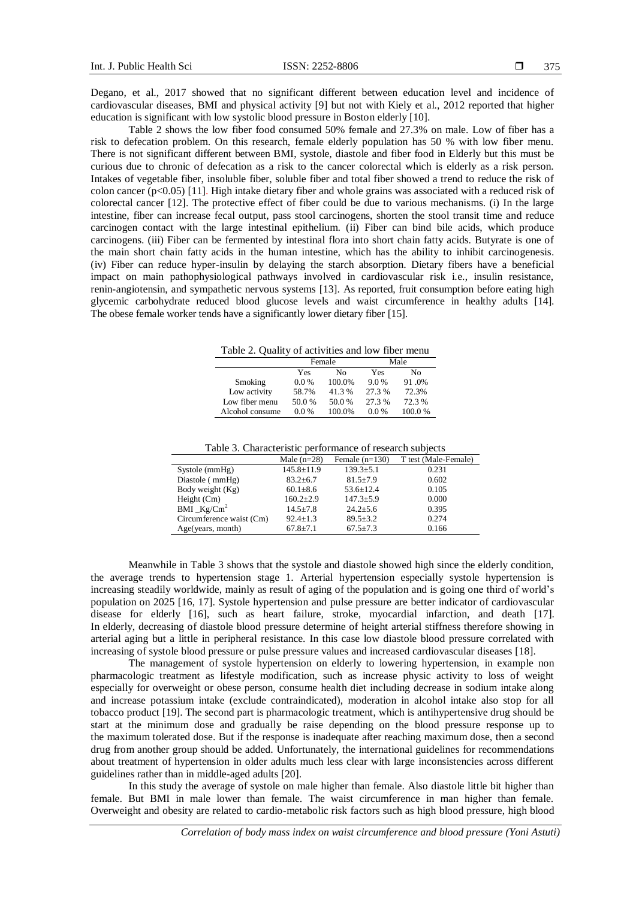Degano, et al., 2017 showed that no significant different between education level and incidence of cardiovascular diseases, BMI and physical activity [9] but not with Kiely et al., 2012 reported that higher education is significant with low systolic blood pressure in Boston elderly [10].

Table 2 shows the low fiber food consumed 50% female and 27.3% on male. Low of fiber has a risk to defecation problem. On this research, female elderly population has 50 % with low fiber menu. There is not significant different between BMI, systole, diastole and fiber food in Elderly but this must be curious due to chronic of defecation as a risk to the cancer colorectal which is elderly as a risk person. Intakes of vegetable fiber, insoluble fiber, soluble fiber and total fiber showed a trend to reduce the risk of colon cancer ($p<0.05$) [11]. High intake dietary fiber and whole grains was associated with a reduced risk of colorectal cancer [12]. The protective effect of fiber could be due to various mechanisms. (i) In the large intestine, fiber can increase fecal output, pass stool carcinogens, shorten the stool transit time and reduce carcinogen contact with the large intestinal epithelium. (ii) Fiber can bind bile acids, which produce carcinogens. (iii) Fiber can be fermented by intestinal flora into short chain fatty acids. Butyrate is one of the main short chain fatty acids in the human intestine, which has the ability to inhibit carcinogenesis. (iv) Fiber can reduce hyper-insulin by delaying the starch absorption. Dietary fibers have a beneficial impact on main pathophysiological pathways involved in cardiovascular risk i.e., insulin resistance, renin-angiotensin, and sympathetic nervous systems [13]. As reported, fruit consumption before eating high glycemic carbohydrate reduced blood glucose levels and waist circumference in healthy adults [14]. The obese female worker tends have a significantly lower dietary fiber [15].

Table 2. Quality of activities and low fiber menu

| | Female | | Male | |
|---|---|---|---|---|
| | Yes | No | Yes | No |
| Smoking | 0.0 % | 100.0% | 9.0 % | 91 .0% |
| Low activity | 58.7% | 41.3 % | 27.3 % | 72.3% |
| Low fiber menu | 50.0 % | 50.0 % | 27.3 % | 72.3 % |
| Alcohol consume | 0.0 % | 100.0% | 0.0 % | 100.0 % |

Table 3. Characteristic performance of research subjects

| | Male (n=28) | Female (n=130) | T test (Male-Female) |
|---|---|---|---|
| Systole (mmHg) | 145.8±11.9 | 139.3±5.1 | 0.231 |
| Diastole ( mmHg) | 83.2±6.7 | 81.5±7.9 | 0.602 |
| Body weight (Kg) | 60.1±8.6 | 53.6±12.4 | 0.105 |
| Height (Cm) | 160.2±2.9 | 147.3±5.9 | 0.000 |
| BMI _Kg/Cm$^2$ | 14.5±7.8 | 24.2±5.6 | 0.395 |
| Circumference waist (Cm) | 92.4±1.3 | 89.5±3.2 | 0.274 |
| Age(years, month) | 67.8±7.1 | 67.5±7.3 | 0.166 |

Meanwhile in Table 3 shows that the systole and diastole showed high since the elderly condition, the average trends to hypertension stage 1. Arterial hypertension especially systole hypertension is increasing steadily worldwide, mainly as result of aging of the population and is going one third of world's population on 2025 [16, 17]. Systole hypertension and pulse pressure are better indicator of cardiovascular disease for elderly [16], such as heart failure, stroke, myocardial infarction, and death [17]. In elderly, decreasing of diastole blood pressure determine of height arterial stiffness therefore showing in arterial aging but a little in peripheral resistance. In this case low diastole blood pressure correlated with increasing of systole blood pressure or pulse pressure values and increased cardiovascular diseases [18].

The management of systole hypertension on elderly to lowering hypertension, in example non pharmacologic treatment as lifestyle modification, such as increase physic activity to loss of weight especially for overweight or obese person, consume health diet including decrease in sodium intake along and increase potassium intake (exclude contraindicated), moderation in alcohol intake also stop for all tobacco product [19]. The second part is pharmacologic treatment, which is antihypertensive drug should be start at the minimum dose and gradually be raise depending on the blood pressure response up to the maximum tolerated dose. But if the response is inadequate after reaching maximum dose, then a second drug from another group should be added. Unfortunately, the international guidelines for recommendations about treatment of hypertension in older adults much less clear with large inconsistencies across different guidelines rather than in middle-aged adults [20].

In this study the average of systole on male higher than female. Also diastole little bit higher than female. But BMI in male lower than female. The waist circumference in man higher than female. Overweight and obesity are related to cardio-metabolic risk factors such as high blood pressure, high blood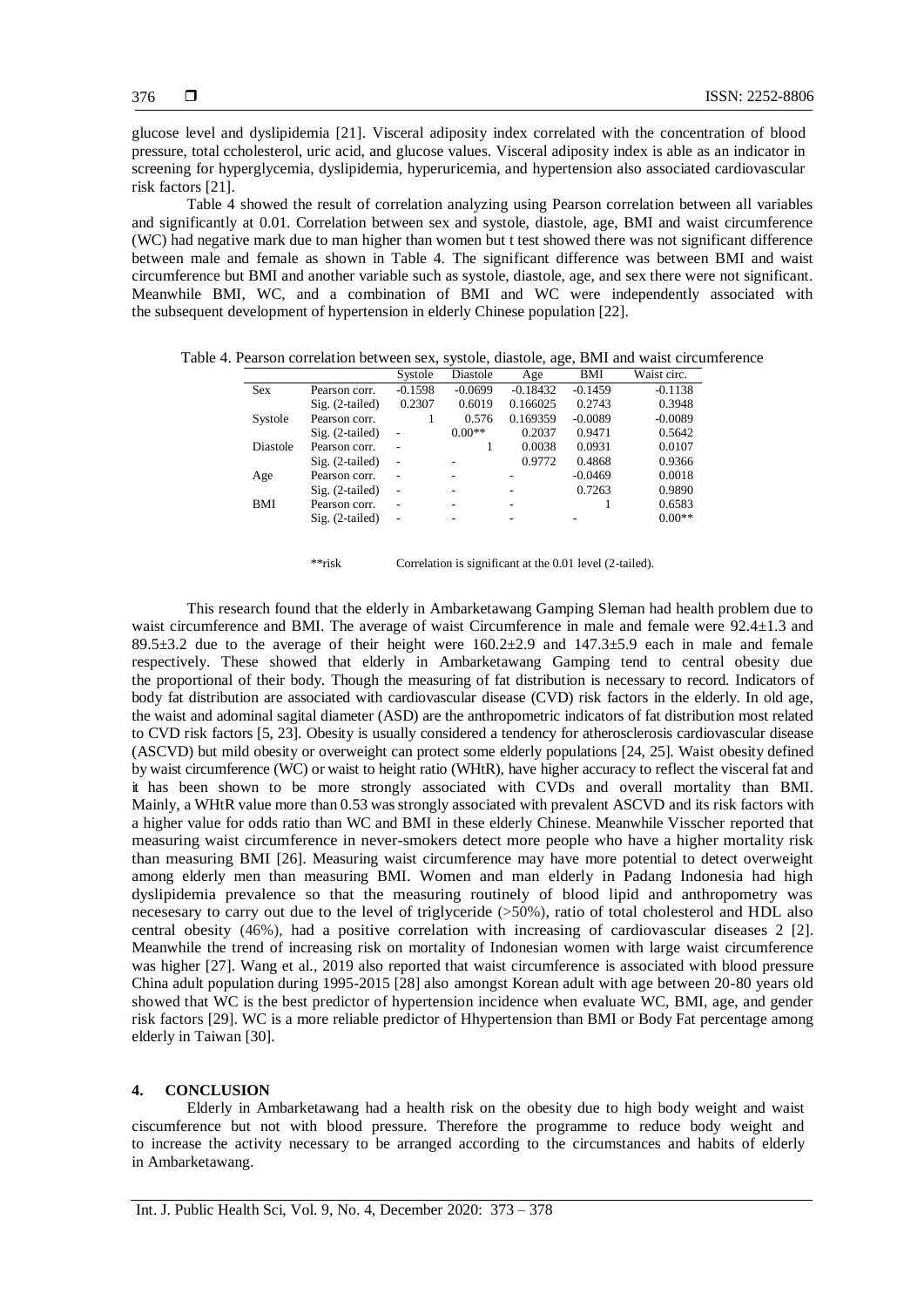glucose level and dyslipidemia [21]. Visceral adiposity index correlated with the concentration of blood pressure, total ccholesterol, uric acid, and glucose values. Visceral adiposity index is able as an indicator in screening for hyperglycemia, dyslipidemia, hyperuricemia, and hypertension also associated cardiovascular risk factors [21].

Table 4 showed the result of correlation analyzing using Pearson correlation between all variables and significantly at 0.01. Correlation between sex and systole, diastole, age, BMI and waist circumference (WC) had negative mark due to man higher than women but t test showed there was not significant difference between male and female as shown in Table 4. The significant difference was between BMI and waist circumference but BMI and another variable such as systole, diastole, age, and sex there were not significant. Meanwhile BMI, WC, and a combination of BMI and WC were independently associated with the subsequent development of hypertension in elderly Chinese population [22].

Table 4. Pearson correlation between sex, systole, diastole, age, BMI and waist circumference

| | | Systole | Diastole | Age | BMI | Waist circ. |
|---|---|---|---|---|---|---|
| Sex | Pearson corr. | -0.1598 | -0.0699 | -0.18432 | -0.1459 | -0.1138 |
| | Sig. (2-tailed) | 0.2307 | 0.6019 | 0.166025 | 0.2743 | 0.3948 |
| Systole | Pearson corr. | 1 | 0.576 | 0.169359 | -0.0089 | -0.0089 |
| | Sig. (2-tailed) | - | 0.00** | 0.2037 | 0.9471 | 0.5642 |
| Diastole | Pearson corr. | - | 1 | 0.0038 | 0.0931 | 0.0107 |
| | Sig. (2-tailed) | - | - | 0.9772 | 0.4868 | 0.9366 |
| Age | Pearson corr. | - | - | - | -0.0469 | 0.0018 |
| | Sig. (2-tailed) | - | - | - | 0.7263 | 0.9890 |
| BMI | Pearson corr. | - | - | - | 1 | 0.6583 |
| | Sig. (2-tailed) | - | - | - | - | 0.00** |

**risk Correlation is significant at the 0.01 level (2-tailed).

This research found that the elderly in Ambarketawang Gamping Sleman had health problem due to waist circumference and BMI. The average of waist Circumference in male and female were 92.4±1.3 and 89.5±3.2 due to the average of their height were 160.2±2.9 and 147.3±5.9 each in male and female respectively. These showed that elderly in Ambarketawang Gamping tend to central obesity due the proportional of their body. Though the measuring of fat distribution is necessary to record. Indicators of body fat distribution are associated with cardiovascular disease (CVD) risk factors in the elderly. In old age, the waist and adominal sagital diameter (ASD) are the anthropometric indicators of fat distribution most related to CVD risk factors [5, 23]. Obesity is usually considered a tendency for atherosclerosis cardiovascular disease (ASCVD) but mild obesity or overweight can protect some elderly populations [24, 25]. Waist obesity defined by waist circumference (WC) or waist to height ratio (WHtR), have higher accuracy to reflect the visceral fat and it has been shown to be more strongly associated with CVDs and overall mortality than BMI. Mainly, a WHtR value more than 0.53 was strongly associated with prevalent ASCVD and its risk factors with a higher value for odds ratio than WC and BMI in these elderly Chinese. Meanwhile Visscher reported that measuring waist circumference in never-smokers detect more people who have a higher mortality risk than measuring BMI [26]. Measuring waist circumference may have more potential to detect overweight among elderly men than measuring BMI. Women and man elderly in Padang Indonesia had high dyslipidemia prevalence so that the measuring routinely of blood lipid and anthropometry was necesesary to carry out due to the level of triglyceride (>50%), ratio of total cholesterol and HDL also central obesity (46%), had a positive correlation with increasing of cardiovascular diseases 2 [2]. Meanwhile the trend of increasing risk on mortality of Indonesian women with large waist circumference was higher [27]. Wang et al., 2019 also reported that waist circumference is associated with blood pressure China adult population during 1995-2015 [28] also amongst Korean adult with age between 20-80 years old showed that WC is the best predictor of hypertension incidence when evaluate WC, BMI, age, and gender risk factors [29]. WC is a more reliable predictor of Hhypertension than BMI or Body Fat percentage among elderly in Taiwan [30].

## 4. CONCLUSION

Elderly in Ambarketawang had a health risk on the obesity due to high body weight and waist ciscumference but not with blood pressure. Therefore the programme to reduce body weight and to increase the activity necessary to be arranged according to the circumstances and habits of elderly in Ambarketawang.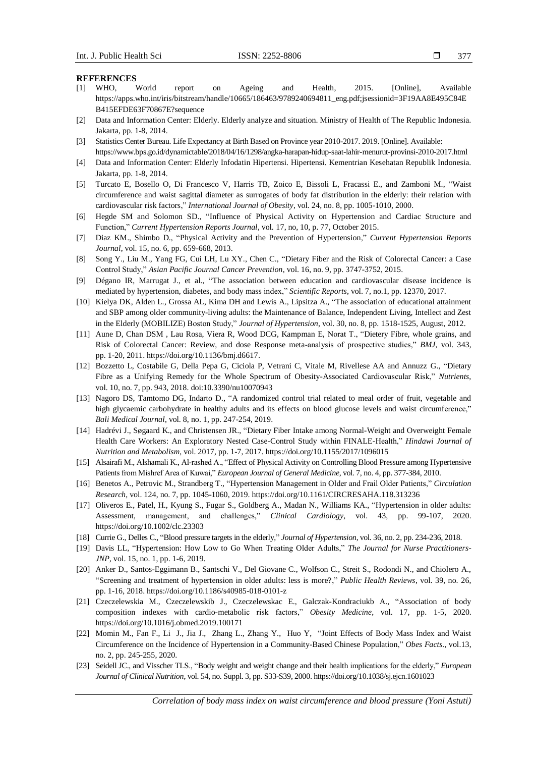**REFERENCES**

[1] WHO, World report on Ageing and Health, 2015. [Online], Available https://apps.who.int/iris/bitstream/handle/10665/186463/9789240694811_eng.pdf;jsessionid=3F19AA8E495C84EB415EFDE63F70867E?sequence

[2] Data and Information Center: Elderly. Elderly analyze and situation. Ministry of Health of The Republic Indonesia. Jakarta, pp. 1-8, 2014.

[3] Statistics Center Bureau. Life Expectancy at Birth Based on Province year 2010-2017. 2019. [Online]. Available: https://www.bps.go.id/dynamictable/2018/04/16/1298/angka-harapan-hidup-saat-lahir-menurut-provinsi-2010-2017.html

[4] Data and Information Center: Elderly Infodatin Hipertensi. Hipertensi. Kementrian Kesehatan Republik Indonesia. Jakarta, pp. 1-8, 2014.

[5] Turcato E, Bosello O, Di Francesco V, Harris TB, Zoico E, Bissoli L, Fracassi E., and Zamboni M., "Waist circumference and waist sagittal diameter as surrogates of body fat distribution in the elderly: their relation with cardiovascular risk factors," *International Journal of Obesity*, vol. 24, no. 8, pp. 1005-1010, 2000.

[6] Hegde SM and Solomon SD., "Influence of Physical Activity on Hypertension and Cardiac Structure and Function," *Current Hypertension Reports Journal*, vol. 17, no, 10, p. 77, October 2015.

[7] Diaz KM., Shimbo D., "Physical Activity and the Prevention of Hypertension," *Current Hypertension Reports Journal*, vol. 15, no. 6, pp. 659-668, 2013.

[8] Song Y., Liu M., Yang FG, Cui LH, Lu XY., Chen C., "Dietary Fiber and the Risk of Colorectal Cancer: a Case Control Study," *Asian Pacific Journal Cancer Prevention*, vol. 16, no. 9, pp. 3747-3752, 2015.

[9] Dégano IR, Marrugat J., et al., "The association between education and cardiovascular disease incidence is mediated by hypertension, diabetes, and body mass index," *Scientific Reports*, vol. 7, no.1, pp. 12370, 2017.

[10] Kielya DK, Alden L., Grossa AL, Kima DH and Lewis A., Lipsitza A., "The association of educational attainment and SBP among older community-living adults: the Maintenance of Balance, Independent Living, Intellect and Zest in the Elderly (MOBILIZE) Boston Study," *Journal of Hypertension*, vol. 30, no. 8, pp. 1518-1525, August, 2012.

[11] Aune D, Chan DSM , Lau Rosa, Viera R, Wood DCG, Kampman E, Norat T., "Dietery Fibre, whole grains, and Risk of Colorectal Cancer: Review, and dose Response meta-analysis of prospective studies," *BMJ*, vol. 343, pp. 1-20, 2011. https://doi.org/10.1136/bmj.d6617.

[12] Bozzetto L, Costabile G, Della Pepa G, Ciciola P, Vetrani C, Vitale M, Rivellese AA and Annuzz G., "Dietary Fibre as a Unifying Remedy for the Whole Spectrum of Obesity-Associated Cardiovascular Risk," *Nutrients*, vol. 10, no. 7, pp. 943, 2018. doi:10.3390/nu10070943

[13] Nagoro DS, Tamtomo DG, Indarto D., "A randomized control trial related to meal order of fruit, vegetable and high glycaemic carbohydrate in healthy adults and its effects on blood glucose levels and waist circumference," *Bali Medical Journal*, vol. 8, no. 1, pp. 247-254, 2019.

[14] Hadrévi J., Søgaard K., and Christensen JR., "Dietary Fiber Intake among Normal-Weight and Overweight Female Health Care Workers: An Exploratory Nested Case-Control Study within FINALE-Health," *Hindawi Journal of Nutrition and Metabolism*, vol. 2017, pp. 1-7, 2017. https://doi.org/10.1155/2017/1096015

[15] Alsairafi M., Alshamali K., Al-rashed A., "Effect of Physical Activity on Controlling Blood Pressure among Hypertensive Patients from Mishref Area of Kuwai," *European Journal of General Medicine*, vol. 7, no. 4, pp. 377-384, 2010.

[16] Benetos A., Petrovic M., Strandberg T., "Hypertension Management in Older and Frail Older Patients," *Circulation Research*, vol. 124, no. 7, pp. 1045-1060, 2019. https://doi.org/10.1161/CIRCRESAHA.118.313236

[17] Oliveros E., Patel, H., Kyung S., Fugar S., Goldberg A., Madan N., Williams KA., "Hypertension in older adults: Assessment, management, and challenges," *Clinical Cardiology*, vol. 43, pp. 99-107, 2020. https://doi.org/10.1002/clc.23303

[18] Currie G., Delles C., "Blood pressure targets in the elderly," *Journal of Hypertension*, vol. 36, no. 2, pp. 234-236, 2018.

[19] Davis LL, "Hypertension: How Low to Go When Treating Older Adults," *The Journal for Nurse Practitioners-JNP*, vol. 15, no. 1, pp. 1-6, 2019.

[20] Anker D., Santos-Eggimann B., Santschi V., Del Giovane C., Wolfson C., Streit S., Rodondi N., and Chiolero A., "Screening and treatment of hypertension in older adults: less is more?," *Public Health Reviews*, vol. 39, no. 26, pp. 1-16, 2018. https://doi.org/10.1186/s40985-018-0101-z

[21] Czeczelewskia M., Czeczelewskib J., Czeczelewskac E., Galczak-Kondraciukb A., "Association of body composition indexes with cardio-metabolic risk factors," *Obesity Medicine*, vol. 17, pp. 1-5, 2020. https://doi.org/10.1016/j.obmed.2019.100171

[22] Momin M., Fan F., Li J., Jia J., Zhang L., Zhang Y., Huo Y, "Joint Effects of Body Mass Index and Waist Circumference on the Incidence of Hypertension in a Community-Based Chinese Population," *Obes Facts.*, vol.13, no. 2, pp. 245-255, 2020.

[23] Seidell JC., and Visscher TLS., "Body weight and weight change and their health implications for the elderly," *European Journal of Clinical Nutrition*, vol. 54, no. Suppl. 3, pp. S33-S39, 2000. https://doi.org/10.1038/sj.ejcn.1601023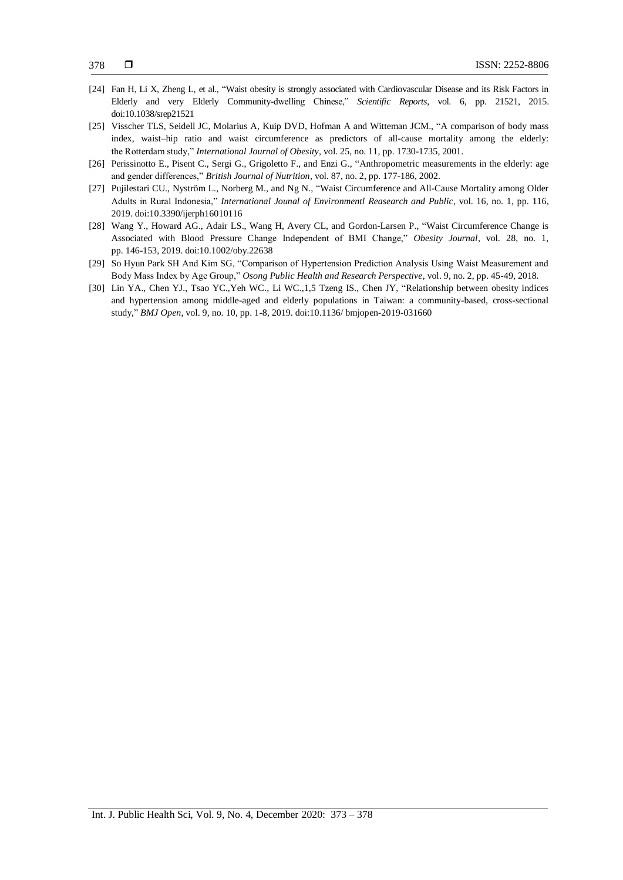[24] Fan H, Li X, Zheng L, et al., "Waist obesity is strongly associated with Cardiovascular Disease and its Risk Factors in Elderly and very Elderly Community-dwelling Chinese," *Scientific Reports*, vol. 6, pp. 21521, 2015. doi:10.1038/srep21521

[25] Visscher TLS, Seidell JC, Molarius A, Kuip DVD, Hofman A and Witteman JCM., "A comparison of body mass index, waist–hip ratio and waist circumference as predictors of all-cause mortality among the elderly: the Rotterdam study," *International Journal of Obesity*, vol. 25, no. 11, pp. 1730-1735, 2001.

[26] Perissinotto E., Pisent C., Sergi G., Grigoletto F., and Enzi G., "Anthropometric measurements in the elderly: age and gender differences," *British Journal of Nutrition*, vol. 87, no. 2, pp. 177-186, 2002.

[27] Pujilestari CU., Nyström L., Norberg M., and Ng N., "Waist Circumference and All-Cause Mortality among Older Adults in Rural Indonesia," *International Jounal of Environmentl Reasearch and Public*, vol. 16, no. 1, pp. 116, 2019. doi:10.3390/ijerph16010116

[28] Wang Y., Howard AG., Adair LS., Wang H, Avery CL, and Gordon-Larsen P., "Waist Circumference Change is Associated with Blood Pressure Change Independent of BMI Change," *Obesity Journal*, vol. 28, no. 1, pp. 146-153, 2019. doi:10.1002/oby.22638

[29] So Hyun Park SH And Kim SG, "Comparison of Hypertension Prediction Analysis Using Waist Measurement and Body Mass Index by Age Group," *Osong Public Health and Research Perspective*, vol. 9, no. 2, pp. 45-49, 2018.

[30] Lin YA., Chen YJ., Tsao YC.,Yeh WC., Li WC.,1,5 Tzeng IS., Chen JY, "Relationship between obesity indices and hypertension among middle-aged and elderly populations in Taiwan: a community-based, cross-sectional study," *BMJ Open*, vol. 9, no. 10, pp. 1-8, 2019. doi:10.1136/ bmjopen-2019-031660